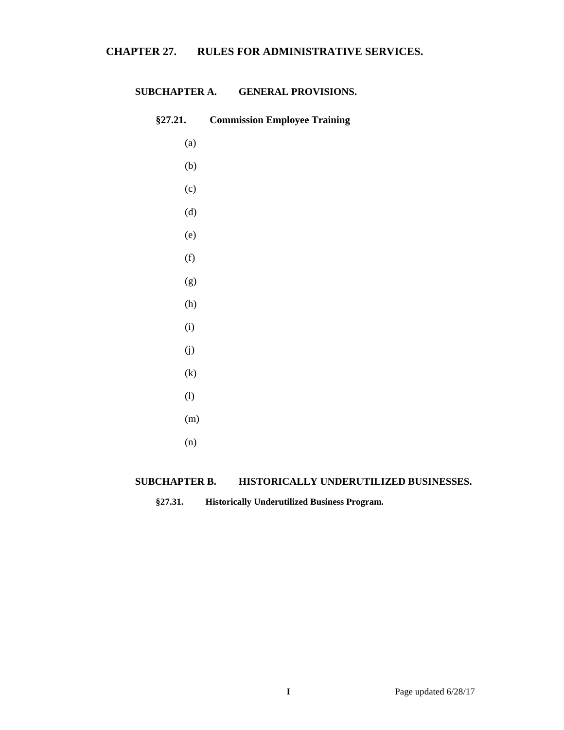# CHAPTER 27. RULES FOR ADMINISTRATIVE SERVICES.

## SUBCHAPTER A. GENERAL PROVISIONS.

### §27.21. Commission Employee Training

(a)

(b)

(c)

(d)

(e)

(f)

(g)

(h)

(i)

(j)

(k)

(l)

(m)

(n)

## SUBCHAPTER B. HISTORICALLY UNDERUTILIZED BUSINESSES.

### §27.31. Historically Underutilized Business Program.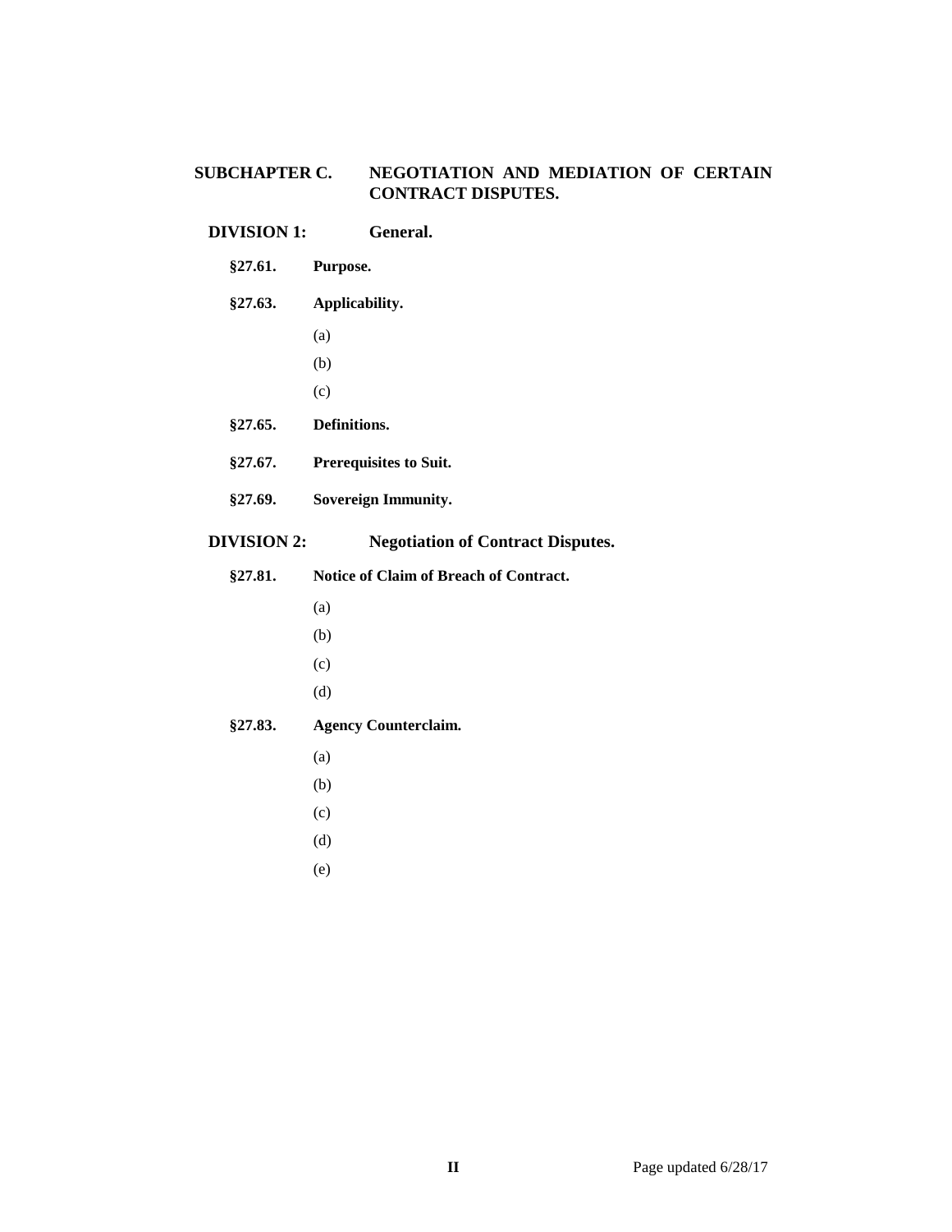## SUBCHAPTER C. NEGOTIATION AND MEDIATION OF CERTAIN CONTRACT DISPUTES.

### DIVISION 1: General.

**§27.61. Purpose.**

**§27.63. Applicability.**

(a)

(b)

(c)

**§27.65. Definitions.**

**§27.67. Prerequisites to Suit.**

**§27.69. Sovereign Immunity.**

### DIVISION 2: Negotiation of Contract Disputes.

**§27.81. Notice of Claim of Breach of Contract.**

(a)

(b)

(c)

(d)

**§27.83. Agency Counterclaim.**

(a)

(b)

(c)

(d)

(e)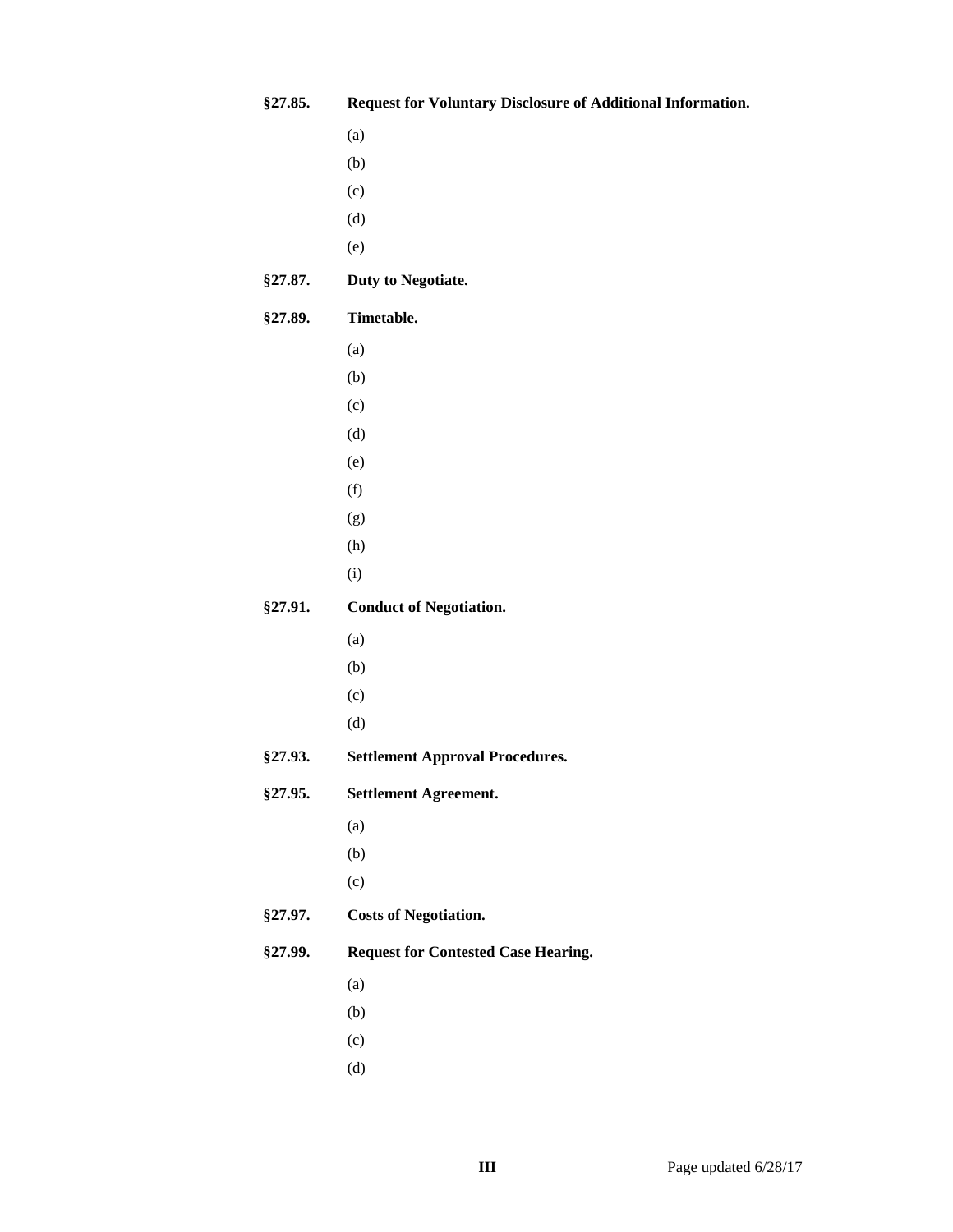**§27.85. Request for Voluntary Disclosure of Additional Information.**

(a)

(b)

(c)

(d)

(e)

**§27.87. Duty to Negotiate.**

**§27.89. Timetable.**

(a)

(b)

(c)

(d)

(e)

(f)

(g)

(h)

(i)

**§27.91. Conduct of Negotiation.**

(a)

(b)

(c)

(d)

**§27.93. Settlement Approval Procedures.**

**§27.95. Settlement Agreement.**

(a)

(b)

(c)

**§27.97. Costs of Negotiation.**

**§27.99. Request for Contested Case Hearing.**

(a)

(b)

(c)

(d)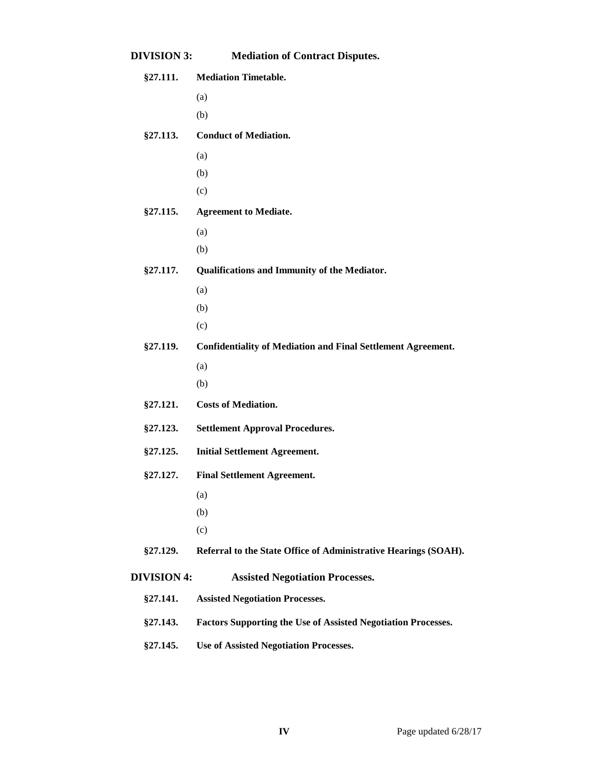## DIVISION 3: Mediation of Contract Disputes.

**§27.111. Mediation Timetable.**

(a)

(b)

**§27.113. Conduct of Mediation.**

(a)

(b)

(c)

**§27.115. Agreement to Mediate.**

(a)

(b)

**§27.117. Qualifications and Immunity of the Mediator.**

(a)

(b)

(c)

**§27.119. Confidentiality of Mediation and Final Settlement Agreement.**

(a)

(b)

**§27.121. Costs of Mediation.**

**§27.123. Settlement Approval Procedures.**

**§27.125. Initial Settlement Agreement.**

**§27.127. Final Settlement Agreement.**

(a)

(b)

(c)

**§27.129. Referral to the State Office of Administrative Hearings (SOAH).**

## DIVISION 4: Assisted Negotiation Processes.

**§27.141. Assisted Negotiation Processes.**

**§27.143. Factors Supporting the Use of Assisted Negotiation Processes.**

**§27.145. Use of Assisted Negotiation Processes.**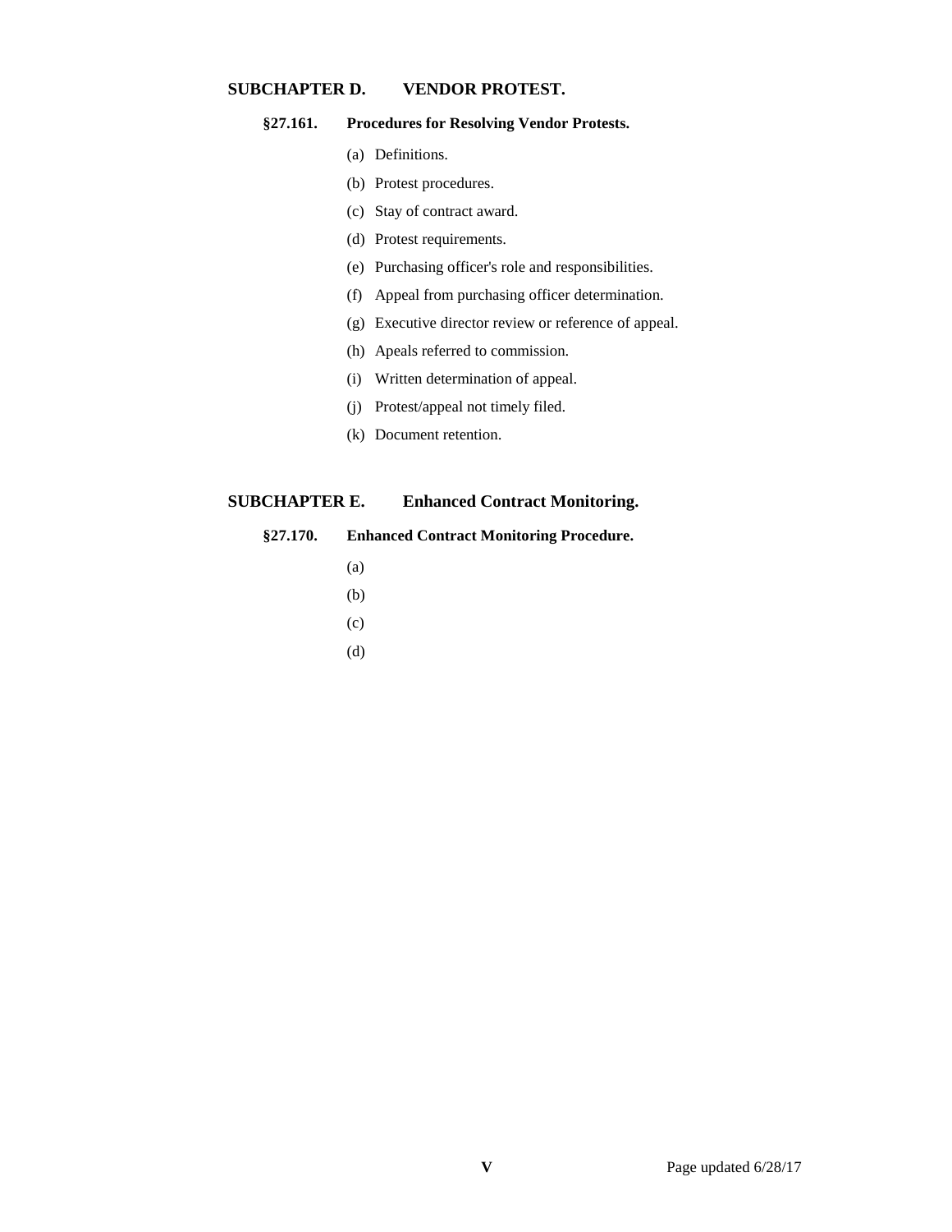## SUBCHAPTER D. VENDOR PROTEST.

### §27.161. Procedures for Resolving Vendor Protests.

(a) Definitions.

(b) Protest procedures.

(c) Stay of contract award.

(d) Protest requirements.

(e) Purchasing officer's role and responsibilities.

(f) Appeal from purchasing officer determination.

(g) Executive director review or reference of appeal.

(h) Apeals referred to commission.

(i) Written determination of appeal.

(j) Protest/appeal not timely filed.

(k) Document retention.

## SUBCHAPTER E. Enhanced Contract Monitoring.

### §27.170. Enhanced Contract Monitoring Procedure.

(a)

(b)

(c)

(d)